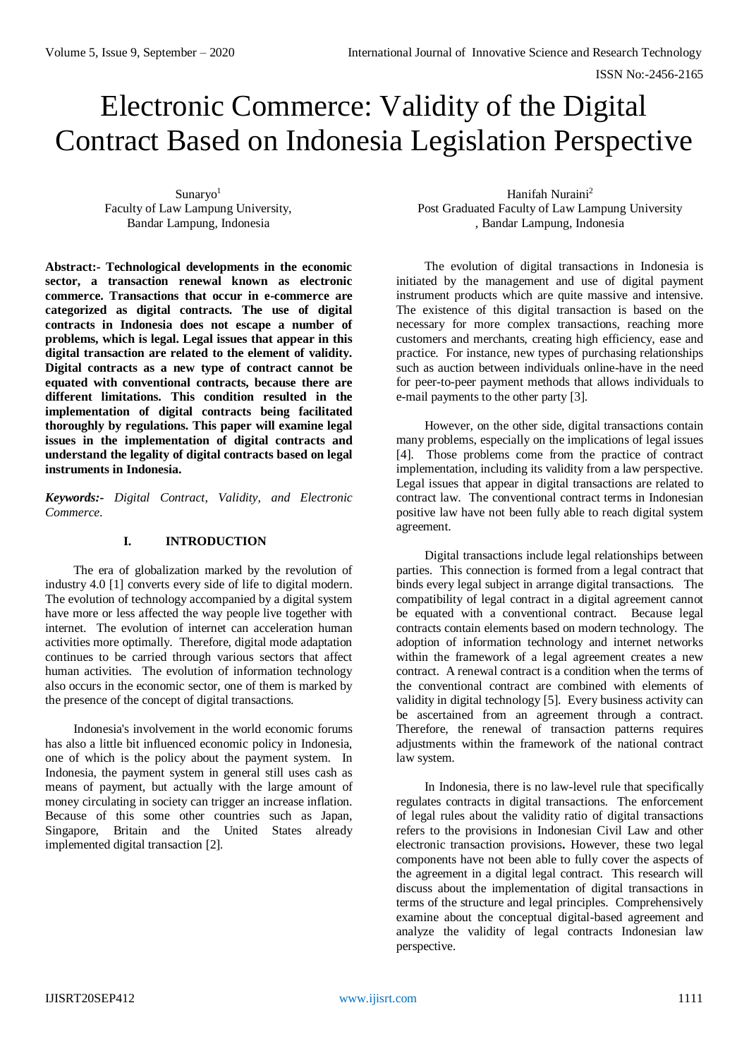# Electronic Commerce: Validity of the Digital Contract Based on Indonesia Legislation Perspective

Sunaryo[1]
Faculty of Law Lampung University,
Bandar Lampung, Indonesia

Hanifah Nuraini[2]
Post Graduated Faculty of Law Lampung University
, Bandar Lampung, Indonesia

**Abstract:- Technological developments in the economic sector, a transaction renewal known as electronic commerce. Transactions that occur in e-commerce are categorized as digital contracts. The use of digital contracts in Indonesia does not escape a number of problems, which is legal. Legal issues that appear in this digital transaction are related to the element of validity. Digital contracts as a new type of contract cannot be equated with conventional contracts, because there are different limitations. This condition resulted in the implementation of digital contracts being facilitated thoroughly by regulations. This paper will examine legal issues in the implementation of digital contracts and understand the legality of digital contracts based on legal instruments in Indonesia.**

***Keywords:-*** *Digital Contract, Validity, and Electronic Commerce.*

## I. INTRODUCTION

The era of globalization marked by the revolution of industry 4.0 [1] converts every side of life to digital modern. The evolution of technology accompanied by a digital system have more or less affected the way people live together with internet. The evolution of internet can acceleration human activities more optimally. Therefore, digital mode adaptation continues to be carried through various sectors that affect human activities. The evolution of information technology also occurs in the economic sector, one of them is marked by the presence of the concept of digital transactions.

Indonesia's involvement in the world economic forums has also a little bit influenced economic policy in Indonesia, one of which is the policy about the payment system. In Indonesia, the payment system in general still uses cash as means of payment, but actually with the large amount of money circulating in society can trigger an increase inflation. Because of this some other countries such as Japan, Singapore, Britain and the United States already implemented digital transaction [2].

The evolution of digital transactions in Indonesia is initiated by the management and use of digital payment instrument products which are quite massive and intensive. The existence of this digital transaction is based on the necessary for more complex transactions, reaching more customers and merchants, creating high efficiency, ease and practice. For instance, new types of purchasing relationships such as auction between individuals online-have in the need for peer-to-peer payment methods that allows individuals to e-mail payments to the other party [3].

However, on the other side, digital transactions contain many problems, especially on the implications of legal issues [4]. Those problems come from the practice of contract implementation, including its validity from a law perspective. Legal issues that appear in digital transactions are related to contract law. The conventional contract terms in Indonesian positive law have not been fully able to reach digital system agreement.

Digital transactions include legal relationships between parties. This connection is formed from a legal contract that binds every legal subject in arrange digital transactions. The compatibility of legal contract in a digital agreement cannot be equated with a conventional contract. Because legal contracts contain elements based on modern technology. The adoption of information technology and internet networks within the framework of a legal agreement creates a new contract. A renewal contract is a condition when the terms of the conventional contract are combined with elements of validity in digital technology [5]. Every business activity can be ascertained from an agreement through a contract. Therefore, the renewal of transaction patterns requires adjustments within the framework of the national contract law system.

In Indonesia, there is no law-level rule that specifically regulates contracts in digital transactions. The enforcement of legal rules about the validity ratio of digital transactions refers to the provisions in Indonesian Civil Law and other electronic transaction provisions**.** However, these two legal components have not been able to fully cover the aspects of the agreement in a digital legal contract. This research will discuss about the implementation of digital transactions in terms of the structure and legal principles. Comprehensively examine about the conceptual digital-based agreement and analyze the validity of legal contracts Indonesian law perspective.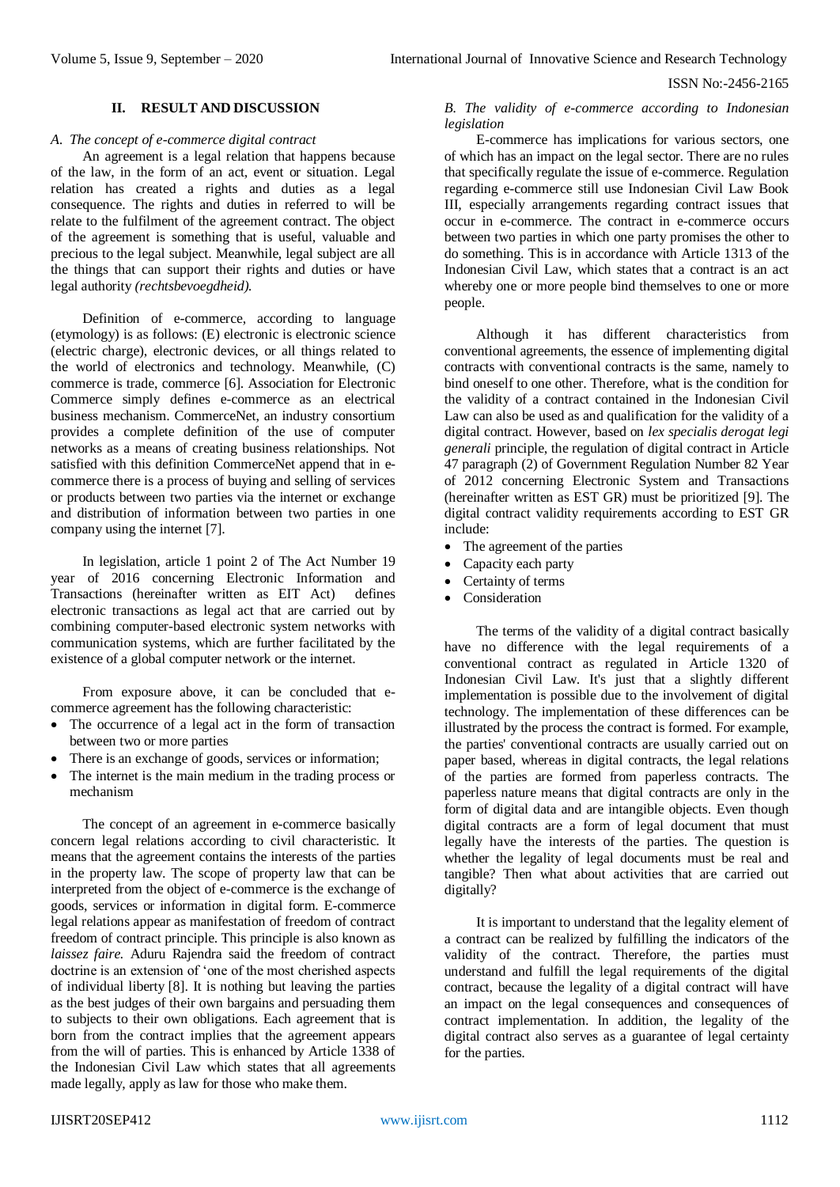## II. RESULT AND DISCUSSION

### *A. The concept of e-commerce digital contract*

An agreement is a legal relation that happens because of the law, in the form of an act, event or situation. Legal relation has created a rights and duties as a legal consequence. The rights and duties in referred to will be relate to the fulfilment of the agreement contract. The object of the agreement is something that is useful, valuable and precious to the legal subject. Meanwhile, legal subject are all the things that can support their rights and duties or have legal authority *(rechtsbevoegdheid).*

Definition of e-commerce, according to language (etymology) is as follows: (E) electronic is electronic science (electric charge), electronic devices, or all things related to the world of electronics and technology. Meanwhile, (C) commerce is trade, commerce [6]. Association for Electronic Commerce simply defines e-commerce as an electrical business mechanism. CommerceNet, an industry consortium provides a complete definition of the use of computer networks as a means of creating business relationships. Not satisfied with this definition CommerceNet append that in e-commerce there is a process of buying and selling of services or products between two parties via the internet or exchange and distribution of information between two parties in one company using the internet [7].

In legislation, article 1 point 2 of The Act Number 19 year of 2016 concerning Electronic Information and Transactions (hereinafter written as EIT Act) defines electronic transactions as legal act that are carried out by combining computer-based electronic system networks with communication systems, which are further facilitated by the existence of a global computer network or the internet.

From exposure above, it can be concluded that e-commerce agreement has the following characteristic:

- The occurrence of a legal act in the form of transaction between two or more parties
- There is an exchange of goods, services or information;
- The internet is the main medium in the trading process or mechanism

The concept of an agreement in e-commerce basically concern legal relations according to civil characteristic. It means that the agreement contains the interests of the parties in the property law. The scope of property law that can be interpreted from the object of e-commerce is the exchange of goods, services or information in digital form. E-commerce legal relations appear as manifestation of freedom of contract freedom of contract principle. This principle is also known as *laissez faire.* Aduru Rajendra said the freedom of contract doctrine is an extension of 'one of the most cherished aspects of individual liberty [8]. It is nothing but leaving the parties as the best judges of their own bargains and persuading them to subjects to their own obligations. Each agreement that is born from the contract implies that the agreement appears from the will of parties. This is enhanced by Article 1338 of the Indonesian Civil Law which states that all agreements made legally, apply as law for those who make them.

### *B. The validity of e-commerce according to Indonesian legislation*

E-commerce has implications for various sectors, one of which has an impact on the legal sector. There are no rules that specifically regulate the issue of e-commerce. Regulation regarding e-commerce still use Indonesian Civil Law Book III, especially arrangements regarding contract issues that occur in e-commerce. The contract in e-commerce occurs between two parties in which one party promises the other to do something. This is in accordance with Article 1313 of the Indonesian Civil Law, which states that a contract is an act whereby one or more people bind themselves to one or more people.

Although it has different characteristics from conventional agreements, the essence of implementing digital contracts with conventional contracts is the same, namely to bind oneself to one other. Therefore, what is the condition for the validity of a contract contained in the Indonesian Civil Law can also be used as and qualification for the validity of a digital contract. However, based on *lex specialis derogat legi generali* principle, the regulation of digital contract in Article 47 paragraph (2) of Government Regulation Number 82 Year of 2012 concerning Electronic System and Transactions (hereinafter written as EST GR) must be prioritized [9]. The digital contract validity requirements according to EST GR include:

- The agreement of the parties
- Capacity each party
- Certainty of terms
- Consideration

The terms of the validity of a digital contract basically have no difference with the legal requirements of a conventional contract as regulated in Article 1320 of Indonesian Civil Law. It's just that a slightly different implementation is possible due to the involvement of digital technology. The implementation of these differences can be illustrated by the process the contract is formed. For example, the parties' conventional contracts are usually carried out on paper based, whereas in digital contracts, the legal relations of the parties are formed from paperless contracts. The paperless nature means that digital contracts are only in the form of digital data and are intangible objects. Even though digital contracts are a form of legal document that must legally have the interests of the parties. The question is whether the legality of legal documents must be real and tangible? Then what about activities that are carried out digitally?

It is important to understand that the legality element of a contract can be realized by fulfilling the indicators of the validity of the contract. Therefore, the parties must understand and fulfill the legal requirements of the digital contract, because the legality of a digital contract will have an impact on the legal consequences and consequences of contract implementation. In addition, the legality of the digital contract also serves as a guarantee of legal certainty for the parties.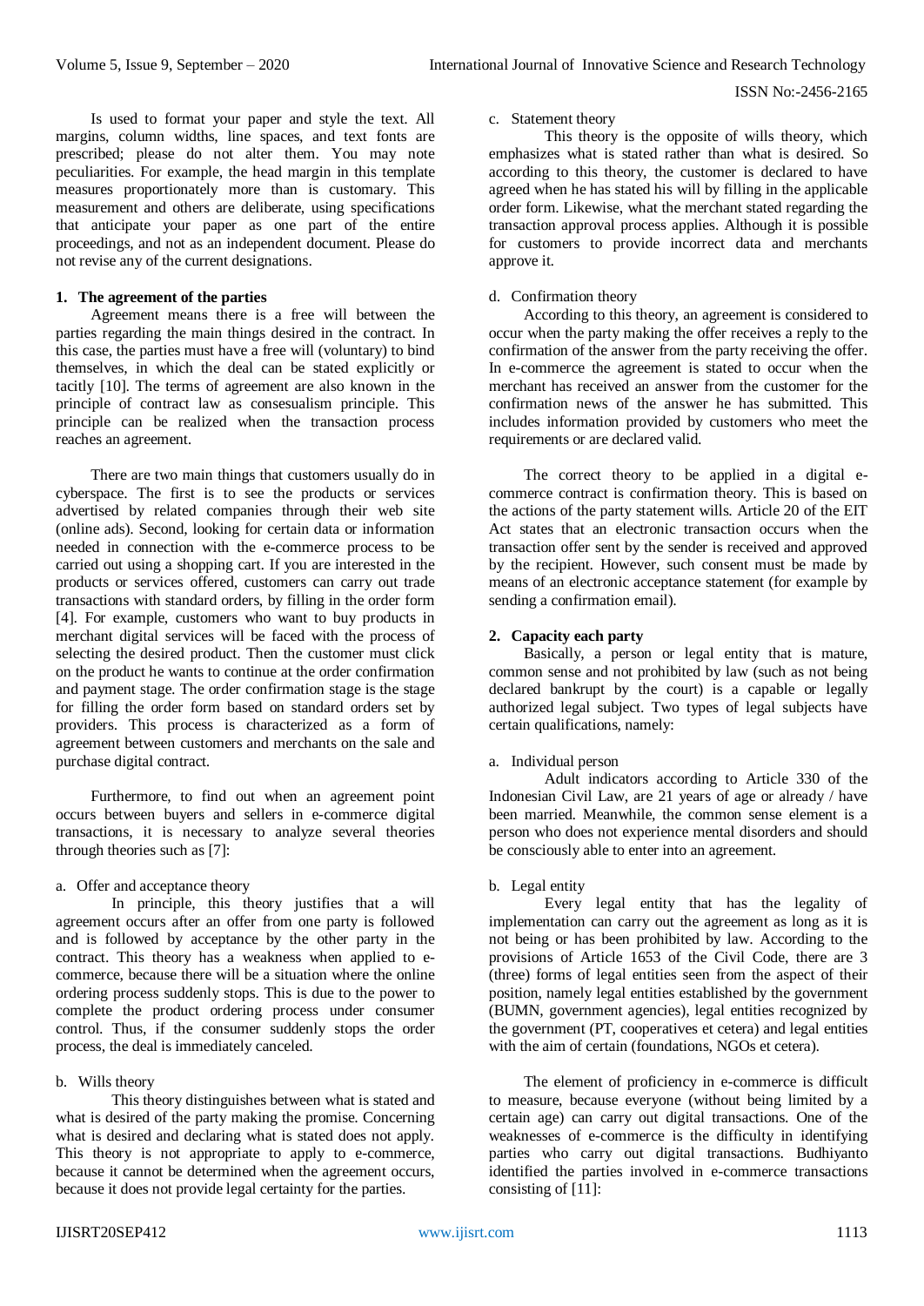Is used to format your paper and style the text. All margins, column widths, line spaces, and text fonts are prescribed; please do not alter them. You may note peculiarities. For example, the head margin in this template measures proportionately more than is customary. This measurement and others are deliberate, using specifications that anticipate your paper as one part of the entire proceedings, and not as an independent document. Please do not revise any of the current designations.

**1. The agreement of the parties**

Agreement means there is a free will between the parties regarding the main things desired in the contract. In this case, the parties must have a free will (voluntary) to bind themselves, in which the deal can be stated explicitly or tacitly [10]. The terms of agreement are also known in the principle of contract law as consesualism principle. This principle can be realized when the transaction process reaches an agreement.

There are two main things that customers usually do in cyberspace. The first is to see the products or services advertised by related companies through their web site (online ads). Second, looking for certain data or information needed in connection with the e-commerce process to be carried out using a shopping cart. If you are interested in the products or services offered, customers can carry out trade transactions with standard orders, by filling in the order form [4]. For example, customers who want to buy products in merchant digital services will be faced with the process of selecting the desired product. Then the customer must click on the product he wants to continue at the order confirmation and payment stage. The order confirmation stage is the stage for filling the order form based on standard orders set by providers. This process is characterized as a form of agreement between customers and merchants on the sale and purchase digital contract.

Furthermore, to find out when an agreement point occurs between buyers and sellers in e-commerce digital transactions, it is necessary to analyze several theories through theories such as [7]:

a. Offer and acceptance theory

In principle, this theory justifies that a will agreement occurs after an offer from one party is followed and is followed by acceptance by the other party in the contract. This theory has a weakness when applied to e-commerce, because there will be a situation where the online ordering process suddenly stops. This is due to the power to complete the product ordering process under consumer control. Thus, if the consumer suddenly stops the order process, the deal is immediately canceled.

b. Wills theory

This theory distinguishes between what is stated and what is desired of the party making the promise. Concerning what is desired and declaring what is stated does not apply. This theory is not appropriate to apply to e-commerce, because it cannot be determined when the agreement occurs, because it does not provide legal certainty for the parties.

c. Statement theory

This theory is the opposite of wills theory, which emphasizes what is stated rather than what is desired. So according to this theory, the customer is declared to have agreed when he has stated his will by filling in the applicable order form. Likewise, what the merchant stated regarding the transaction approval process applies. Although it is possible for customers to provide incorrect data and merchants approve it.

d. Confirmation theory

According to this theory, an agreement is considered to occur when the party making the offer receives a reply to the confirmation of the answer from the party receiving the offer. In e-commerce the agreement is stated to occur when the merchant has received an answer from the customer for the confirmation news of the answer he has submitted. This includes information provided by customers who meet the requirements or are declared valid.

The correct theory to be applied in a digital e-commerce contract is confirmation theory. This is based on the actions of the party statement wills. Article 20 of the EIT Act states that an electronic transaction occurs when the transaction offer sent by the sender is received and approved by the recipient. However, such consent must be made by means of an electronic acceptance statement (for example by sending a confirmation email).

**2. Capacity each party**

Basically, a person or legal entity that is mature, common sense and not prohibited by law (such as not being declared bankrupt by the court) is a capable or legally authorized legal subject. Two types of legal subjects have certain qualifications, namely:

a. Individual person

Adult indicators according to Article 330 of the Indonesian Civil Law, are 21 years of age or already / have been married. Meanwhile, the common sense element is a person who does not experience mental disorders and should be consciously able to enter into an agreement.

b. Legal entity

Every legal entity that has the legality of implementation can carry out the agreement as long as it is not being or has been prohibited by law. According to the provisions of Article 1653 of the Civil Code, there are 3 (three) forms of legal entities seen from the aspect of their position, namely legal entities established by the government (BUMN, government agencies), legal entities recognized by the government (PT, cooperatives et cetera) and legal entities with the aim of certain (foundations, NGOs et cetera).

The element of proficiency in e-commerce is difficult to measure, because everyone (without being limited by a certain age) can carry out digital transactions. One of the weaknesses of e-commerce is the difficulty in identifying parties who carry out digital transactions. Budhiyanto identified the parties involved in e-commerce transactions consisting of [11]: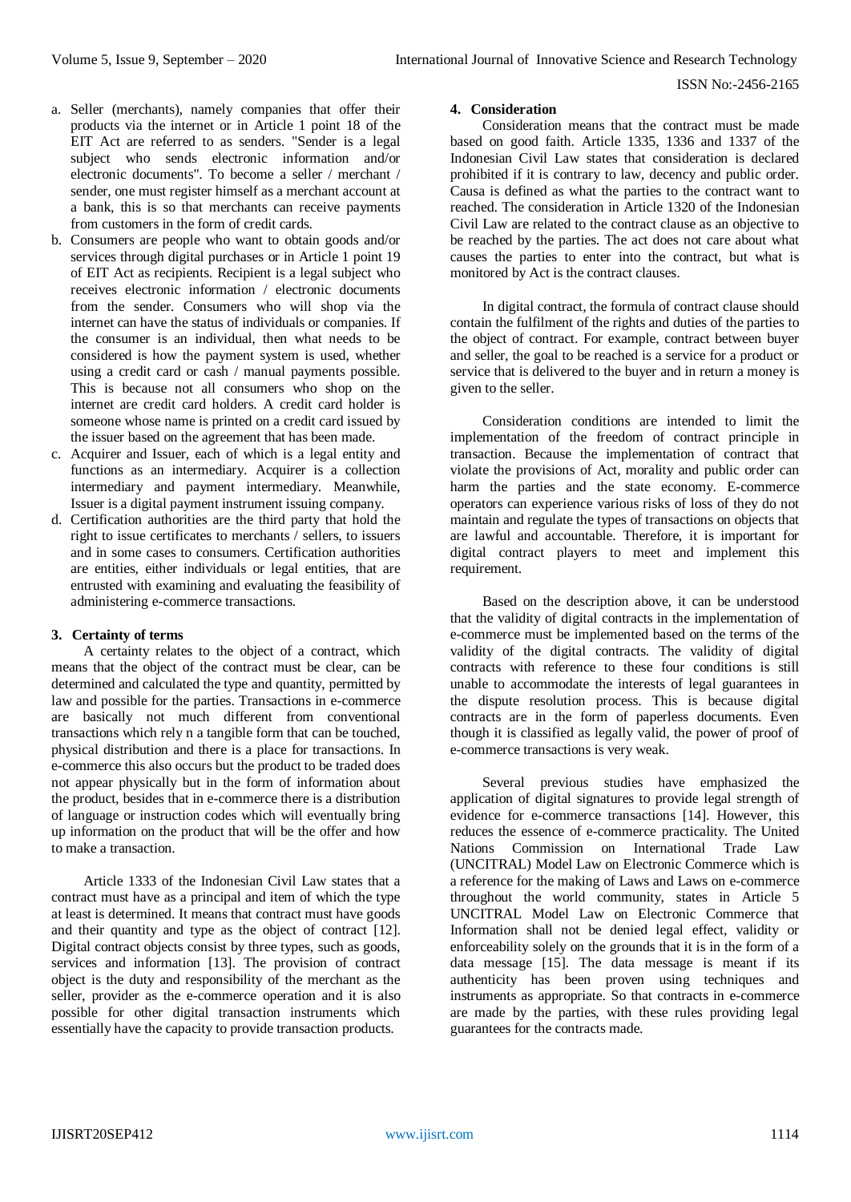a. Seller (merchants), namely companies that offer their products via the internet or in Article 1 point 18 of the EIT Act are referred to as senders. "Sender is a legal subject who sends electronic information and/or electronic documents". To become a seller / merchant / sender, one must register himself as a merchant account at a bank, this is so that merchants can receive payments from customers in the form of credit cards.
b. Consumers are people who want to obtain goods and/or services through digital purchases or in Article 1 point 19 of EIT Act as recipients. Recipient is a legal subject who receives electronic information / electronic documents from the sender. Consumers who will shop via the internet can have the status of individuals or companies. If the consumer is an individual, then what needs to be considered is how the payment system is used, whether using a credit card or cash / manual payments possible. This is because not all consumers who shop on the internet are credit card holders. A credit card holder is someone whose name is printed on a credit card issued by the issuer based on the agreement that has been made.
c. Acquirer and Issuer, each of which is a legal entity and functions as an intermediary. Acquirer is a collection intermediary and payment intermediary. Meanwhile, Issuer is a digital payment instrument issuing company.
d. Certification authorities are the third party that hold the right to issue certificates to merchants / sellers, to issuers and in some cases to consumers. Certification authorities are entities, either individuals or legal entities, that are entrusted with examining and evaluating the feasibility of administering e-commerce transactions.

### 3. Certainty of terms

A certainty relates to the object of a contract, which means that the object of the contract must be clear, can be determined and calculated the type and quantity, permitted by law and possible for the parties. Transactions in e-commerce are basically not much different from conventional transactions which rely n a tangible form that can be touched, physical distribution and there is a place for transactions. In e-commerce this also occurs but the product to be traded does not appear physically but in the form of information about the product, besides that in e-commerce there is a distribution of language or instruction codes which will eventually bring up information on the product that will be the offer and how to make a transaction.

Article 1333 of the Indonesian Civil Law states that a contract must have as a principal and item of which the type at least is determined. It means that contract must have goods and their quantity and type as the object of contract [12]. Digital contract objects consist by three types, such as goods, services and information [13]. The provision of contract object is the duty and responsibility of the merchant as the seller, provider as the e-commerce operation and it is also possible for other digital transaction instruments which essentially have the capacity to provide transaction products.

### 4. Consideration

Consideration means that the contract must be made based on good faith. Article 1335, 1336 and 1337 of the Indonesian Civil Law states that consideration is declared prohibited if it is contrary to law, decency and public order. Causa is defined as what the parties to the contract want to reached. The consideration in Article 1320 of the Indonesian Civil Law are related to the contract clause as an objective to be reached by the parties. The act does not care about what causes the parties to enter into the contract, but what is monitored by Act is the contract clauses.

In digital contract, the formula of contract clause should contain the fulfilment of the rights and duties of the parties to the object of contract. For example, contract between buyer and seller, the goal to be reached is a service for a product or service that is delivered to the buyer and in return a money is given to the seller.

Consideration conditions are intended to limit the implementation of the freedom of contract principle in transaction. Because the implementation of contract that violate the provisions of Act, morality and public order can harm the parties and the state economy. E-commerce operators can experience various risks of loss of they do not maintain and regulate the types of transactions on objects that are lawful and accountable. Therefore, it is important for digital contract players to meet and implement this requirement.

Based on the description above, it can be understood that the validity of digital contracts in the implementation of e-commerce must be implemented based on the terms of the validity of the digital contracts. The validity of digital contracts with reference to these four conditions is still unable to accommodate the interests of legal guarantees in the dispute resolution process. This is because digital contracts are in the form of paperless documents. Even though it is classified as legally valid, the power of proof of e-commerce transactions is very weak.

Several previous studies have emphasized the application of digital signatures to provide legal strength of evidence for e-commerce transactions [14]. However, this reduces the essence of e-commerce practicality. The United Nations Commission on International Trade Law (UNCITRAL) Model Law on Electronic Commerce which is a reference for the making of Laws and Laws on e-commerce throughout the world community, states in Article 5 UNCITRAL Model Law on Electronic Commerce that Information shall not be denied legal effect, validity or enforceability solely on the grounds that it is in the form of a data message [15]. The data message is meant if its authenticity has been proven using techniques and instruments as appropriate. So that contracts in e-commerce are made by the parties, with these rules providing legal guarantees for the contracts made.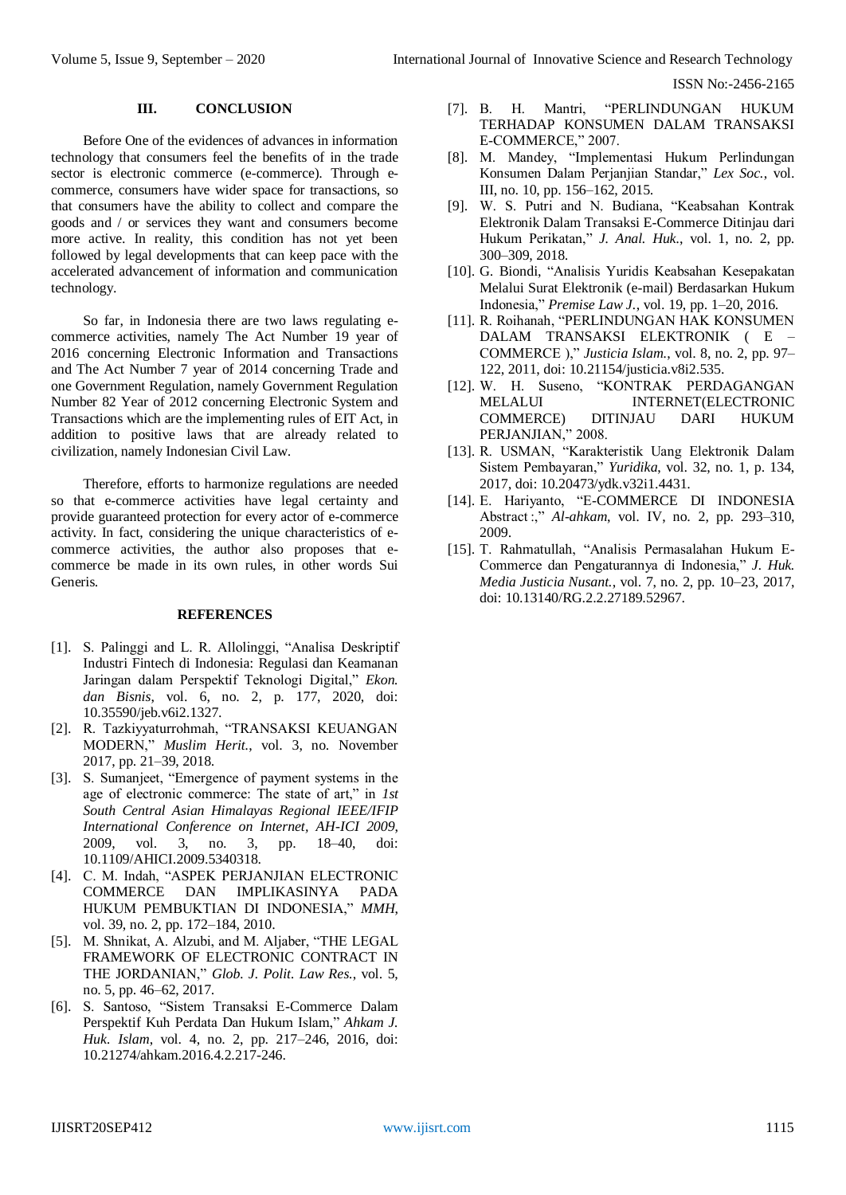## III. CONCLUSION

Before One of the evidences of advances in information technology that consumers feel the benefits of in the trade sector is electronic commerce (e-commerce). Through e-commerce, consumers have wider space for transactions, so that consumers have the ability to collect and compare the goods and / or services they want and consumers become more active. In reality, this condition has not yet been followed by legal developments that can keep pace with the accelerated advancement of information and communication technology.

So far, in Indonesia there are two laws regulating e-commerce activities, namely The Act Number 19 year of 2016 concerning Electronic Information and Transactions and The Act Number 7 year of 2014 concerning Trade and one Government Regulation, namely Government Regulation Number 82 Year of 2012 concerning Electronic System and Transactions which are the implementing rules of EIT Act, in addition to positive laws that are already related to civilization, namely Indonesian Civil Law.

Therefore, efforts to harmonize regulations are needed so that e-commerce activities have legal certainty and provide guaranteed protection for every actor of e-commerce activity. In fact, considering the unique characteristics of e-commerce activities, the author also proposes that e-commerce be made in its own rules, in other words Sui Generis.

## REFERENCES

[1]. S. Palinggi and L. R. Allolinggi, "Analisa Deskriptif Industri Fintech di Indonesia: Regulasi dan Keamanan Jaringan dalam Perspektif Teknologi Digital," *Ekon. dan Bisnis*, vol. 6, no. 2, p. 177, 2020, doi: 10.35590/jeb.v6i2.1327.

[2]. R. Tazkiyyaturrohmah, "TRANSAKSI KEUANGAN MODERN," *Muslim Herit.*, vol. 3, no. November 2017, pp. 21–39, 2018.

[3]. S. Sumanjeet, "Emergence of payment systems in the age of electronic commerce: The state of art," in *1st South Central Asian Himalayas Regional IEEE/IFIP International Conference on Internet, AH-ICI 2009*, 2009, vol. 3, no. 3, pp. 18–40, doi: 10.1109/AHICI.2009.5340318.

[4]. C. M. Indah, "ASPEK PERJANJIAN ELECTRONIC COMMERCE DAN IMPLIKASINYA PADA HUKUM PEMBUKTIAN DI INDONESIA," *MMH*, vol. 39, no. 2, pp. 172–184, 2010.

[5]. M. Shnikat, A. Alzubi, and M. Aljaber, "THE LEGAL FRAMEWORK OF ELECTRONIC CONTRACT IN THE JORDANIAN," *Glob. J. Polit. Law Res.*, vol. 5, no. 5, pp. 46–62, 2017.

[6]. S. Santoso, "Sistem Transaksi E-Commerce Dalam Perspektif Kuh Perdata Dan Hukum Islam," *Ahkam J. Huk. Islam*, vol. 4, no. 2, pp. 217–246, 2016, doi: 10.21274/ahkam.2016.4.2.217-246.

[7]. B. H. Mantri, "PERLINDUNGAN HUKUM TERHADAP KONSUMEN DALAM TRANSAKSI E-COMMERCE," 2007.

[8]. M. Mandey, "Implementasi Hukum Perlindungan Konsumen Dalam Perjanjian Standar," *Lex Soc.*, vol. III, no. 10, pp. 156–162, 2015.

[9]. W. S. Putri and N. Budiana, "Keabsahan Kontrak Elektronik Dalam Transaksi E-Commerce Ditinjau dari Hukum Perikatan," *J. Anal. Huk.*, vol. 1, no. 2, pp. 300–309, 2018.

[10]. G. Biondi, "Analisis Yuridis Keabsahan Kesepakatan Melalui Surat Elektronik (e-mail) Berdasarkan Hukum Indonesia," *Premise Law J.*, vol. 19, pp. 1–20, 2016.

[11]. R. Roihanah, "PERLINDUNGAN HAK KONSUMEN DALAM TRANSAKSI ELEKTRONIK ( E – COMMERCE )," *Justicia Islam.*, vol. 8, no. 2, pp. 97–122, 2011, doi: 10.21154/justicia.v8i2.535.

[12]. W. H. Suseno, "KONTRAK PERDAGANGAN MELALUI INTERNET(ELECTRONIC COMMERCE) DITINJAU DARI HUKUM PERJANJIAN," 2008.

[13]. R. USMAN, "Karakteristik Uang Elektronik Dalam Sistem Pembayaran," *Yuridika*, vol. 32, no. 1, p. 134, 2017, doi: 10.20473/ydk.v32i1.4431.

[14]. E. Hariyanto, "E-COMMERCE DI INDONESIA Abstract :," *Al-ahkam*, vol. IV, no. 2, pp. 293–310, 2009.

[15]. T. Rahmatullah, "Analisis Permasalahan Hukum E-Commerce dan Pengaturannya di Indonesia," *J. Huk. Media Justicia Nusant.*, vol. 7, no. 2, pp. 10–23, 2017, doi: 10.13140/RG.2.2.27189.52967.